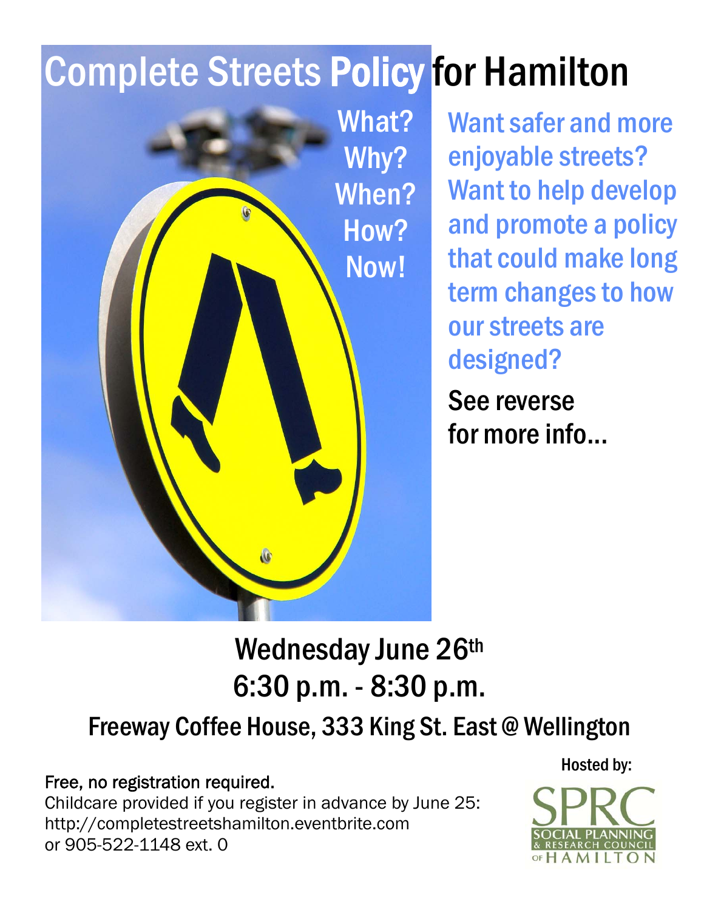# Complete Streets Policy for Hamilton

What?
Why?
When?
How?
Now!

Want safer and more enjoyable streets? Want to help develop and promote a policy that could make long term changes to how our streets are designed?

See reverse for more info…

## Wednesday June 26th
## 6:30 p.m. - 8:30 p.m.

### Freeway Coffee House, 333 King St. East @ Wellington

Free, no registration required.
Childcare provided if you register in advance by June 25:
http://completestreetshamilton.eventbrite.com
or 905-522-1148 ext. 0

Hosted by:

SPRC
SOCIAL PLANNING & RESEARCH COUNCIL OF HAMILTON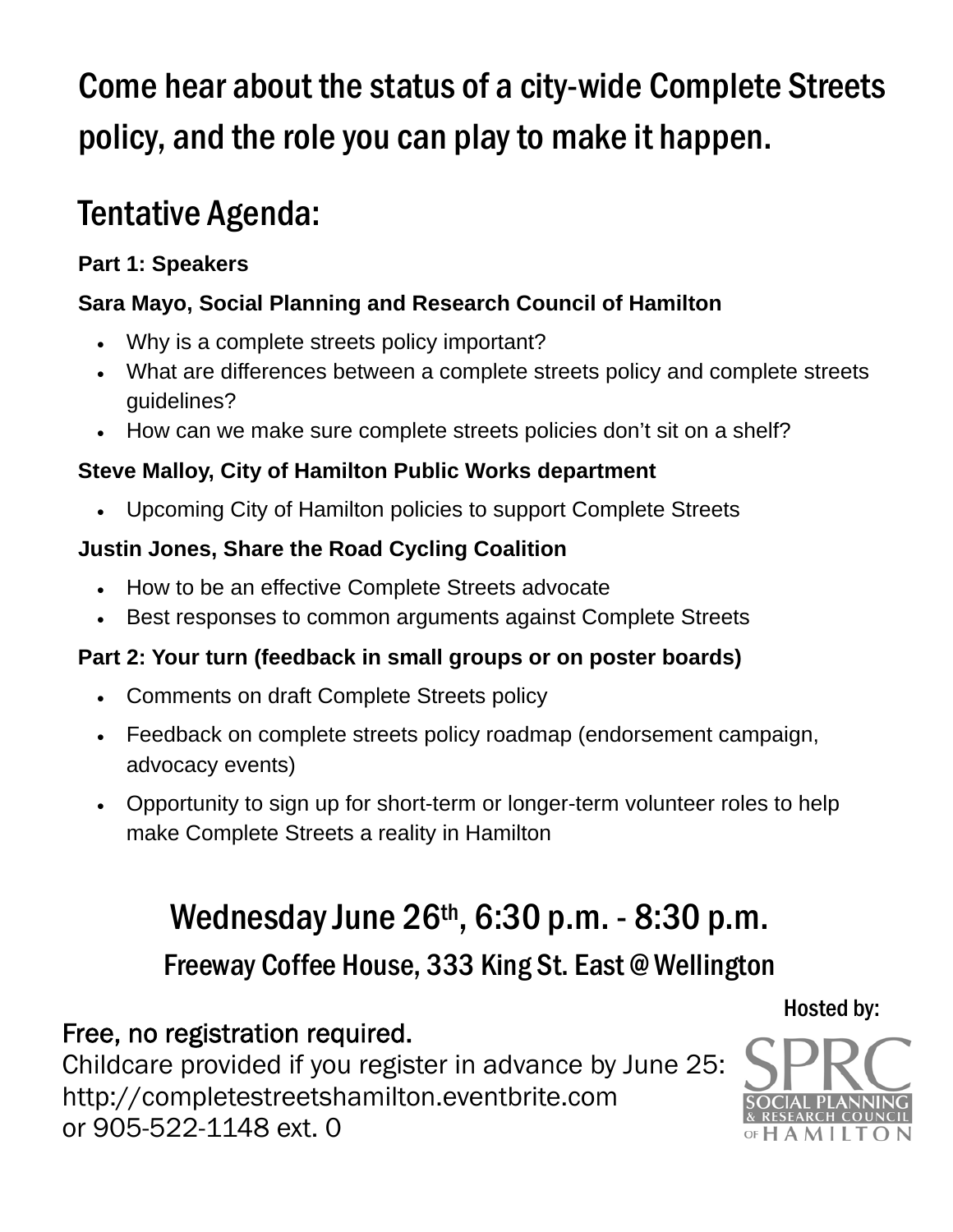# Come hear about the status of a city-wide Complete Streets policy, and the role you can play to make it happen.

## Tentative Agenda:

**Part 1: Speakers**

**Sara Mayo, Social Planning and Research Council of Hamilton**

- Why is a complete streets policy important?
- What are differences between a complete streets policy and complete streets guidelines?
- How can we make sure complete streets policies don't sit on a shelf?

**Steve Malloy, City of Hamilton Public Works department**

- Upcoming City of Hamilton policies to support Complete Streets

**Justin Jones, Share the Road Cycling Coalition**

- How to be an effective Complete Streets advocate
- Best responses to common arguments against Complete Streets

**Part 2: Your turn (feedback in small groups or on poster boards)**

- Comments on draft Complete Streets policy
- Feedback on complete streets policy roadmap (endorsement campaign, advocacy events)
- Opportunity to sign up for short-term or longer-term volunteer roles to help make Complete Streets a reality in Hamilton

## Wednesday June 26th, 6:30 p.m. - 8:30 p.m.

### Freeway Coffee House, 333 King St. East @ Wellington

Free, no registration required.
Childcare provided if you register in advance by June 25:
http://completestreetshamilton.eventbrite.com
or 905-522-1148 ext. 0

Hosted by:

SPRC
SOCIAL PLANNING & RESEARCH COUNCIL OF HAMILTON